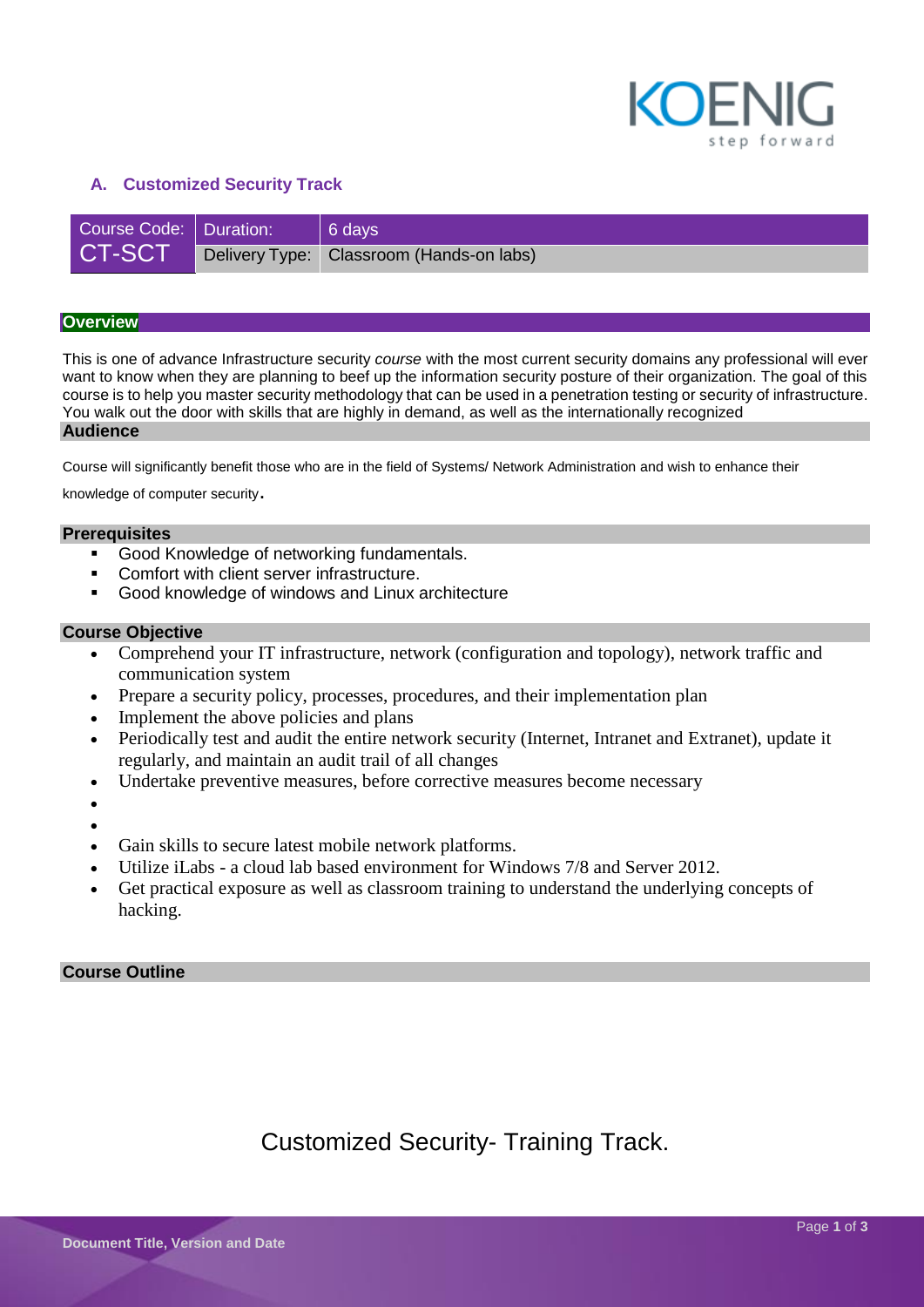## A. Customized Security Track

| Course Code: | Duration: | 6 days |
|---|---|---|
| CT-SCT | Delivery Type: | Classroom (Hands-on labs) |

### Overview

This is one of advance Infrastructure security *course* with the most current security domains any professional will ever want to know when they are planning to beef up the information security posture of their organization. The goal of this course is to help you master security methodology that can be used in a penetration testing or security of infrastructure. You walk out the door with skills that are highly in demand, as well as the internationally recognized

### Audience

Course will significantly benefit those who are in the field of Systems/ Network Administration and wish to enhance their knowledge of computer security.

### Prerequisites

- Good Knowledge of networking fundamentals.
- Comfort with client server infrastructure.
- Good knowledge of windows and Linux architecture

### Course Objective

- Comprehend your IT infrastructure, network (configuration and topology), network traffic and communication system
- Prepare a security policy, processes, procedures, and their implementation plan
- Implement the above policies and plans
- Periodically test and audit the entire network security (Internet, Intranet and Extranet), update it regularly, and maintain an audit trail of all changes
- Undertake preventive measures, before corrective measures become necessary
- 
- 
- Gain skills to secure latest mobile network platforms.
- Utilize iLabs - a cloud lab based environment for Windows 7/8 and Server 2012.
- Get practical exposure as well as classroom training to understand the underlying concepts of hacking.

### Course Outline

Customized Security- Training Track.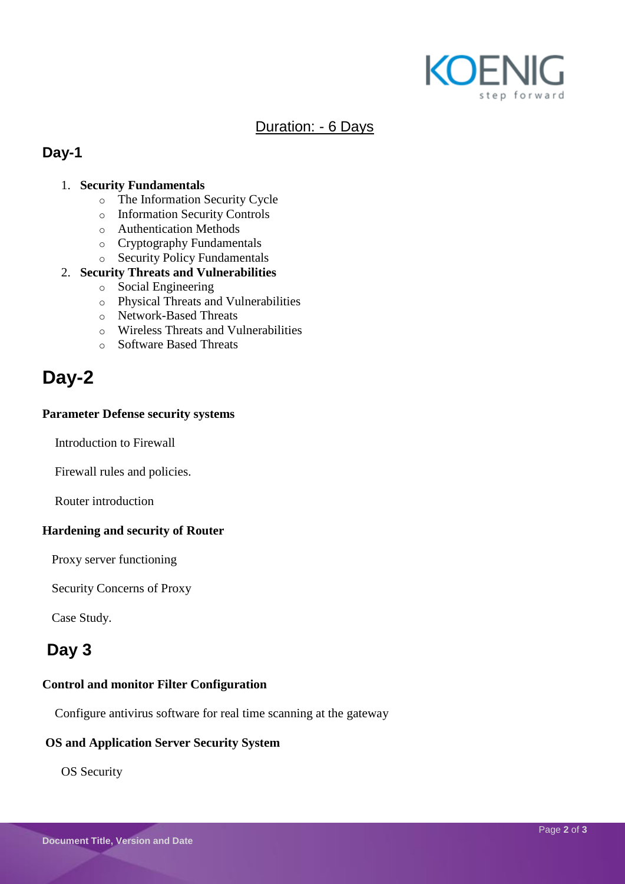Duration: - 6 Days

## Day-1

1. **Security Fundamentals**
   - The Information Security Cycle
   - Information Security Controls
   - Authentication Methods
   - Cryptography Fundamentals
   - Security Policy Fundamentals
2. **Security Threats and Vulnerabilities**
   - Social Engineering
   - Physical Threats and Vulnerabilities
   - Network-Based Threats
   - Wireless Threats and Vulnerabilities
   - Software Based Threats

# Day-2

**Parameter Defense security systems**

Introduction to Firewall

Firewall rules and policies.

Router introduction

**Hardening and security of Router**

Proxy server functioning

Security Concerns of Proxy

Case Study.

## Day 3

**Control and monitor Filter Configuration**

Configure antivirus software for real time scanning at the gateway

**OS and Application Server Security System**

OS Security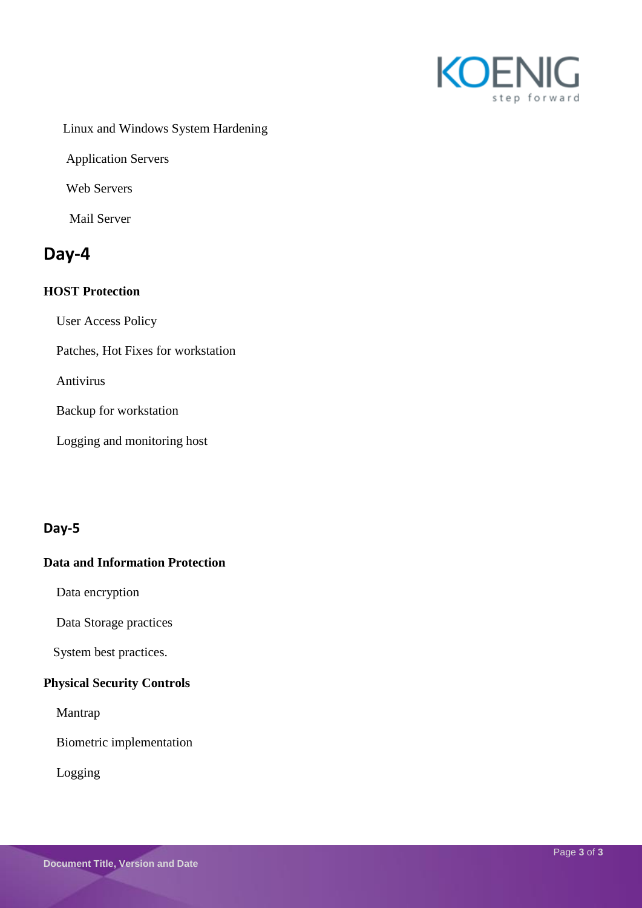Linux and Windows System Hardening

Application Servers

Web Servers

Mail Server

## Day-4

**HOST Protection**

User Access Policy

Patches, Hot Fixes for workstation

Antivirus

Backup for workstation

Logging and monitoring host

## Day-5

**Data and Information Protection**

Data encryption

Data Storage practices

System best practices.

**Physical Security Controls**

Mantrap

Biometric implementation

Logging